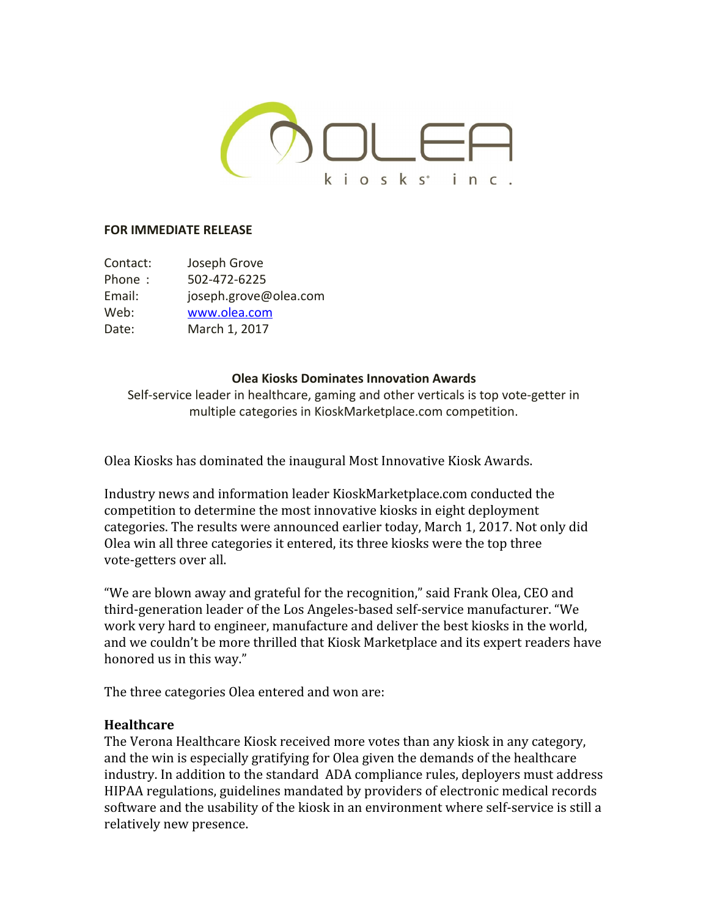OLEA kiosks® inc.

**FOR IMMEDIATE RELEASE**

Contact: Joseph Grove
Phone : 502-472-6225
Email: joseph.grove@olea.com
Web: [www.olea.com](http://www.olea.com)
Date: March 1, 2017

**Olea Kiosks Dominates Innovation Awards**

Self-service leader in healthcare, gaming and other verticals is top vote-getter in multiple categories in KioskMarketplace.com competition.

Olea Kiosks has dominated the inaugural Most Innovative Kiosk Awards.

Industry news and information leader KioskMarketplace.com conducted the competition to determine the most innovative kiosks in eight deployment categories. The results were announced earlier today, March 1, 2017. Not only did Olea win all three categories it entered, its three kiosks were the top three vote-getters over all.

"We are blown away and grateful for the recognition," said Frank Olea, CEO and third-generation leader of the Los Angeles-based self-service manufacturer. "We work very hard to engineer, manufacture and deliver the best kiosks in the world, and we couldn't be more thrilled that Kiosk Marketplace and its expert readers have honored us in this way."

The three categories Olea entered and won are:

**Healthcare**

The Verona Healthcare Kiosk received more votes than any kiosk in any category, and the win is especially gratifying for Olea given the demands of the healthcare industry. In addition to the standard ADA compliance rules, deployers must address HIPAA regulations, guidelines mandated by providers of electronic medical records software and the usability of the kiosk in an environment where self-service is still a relatively new presence.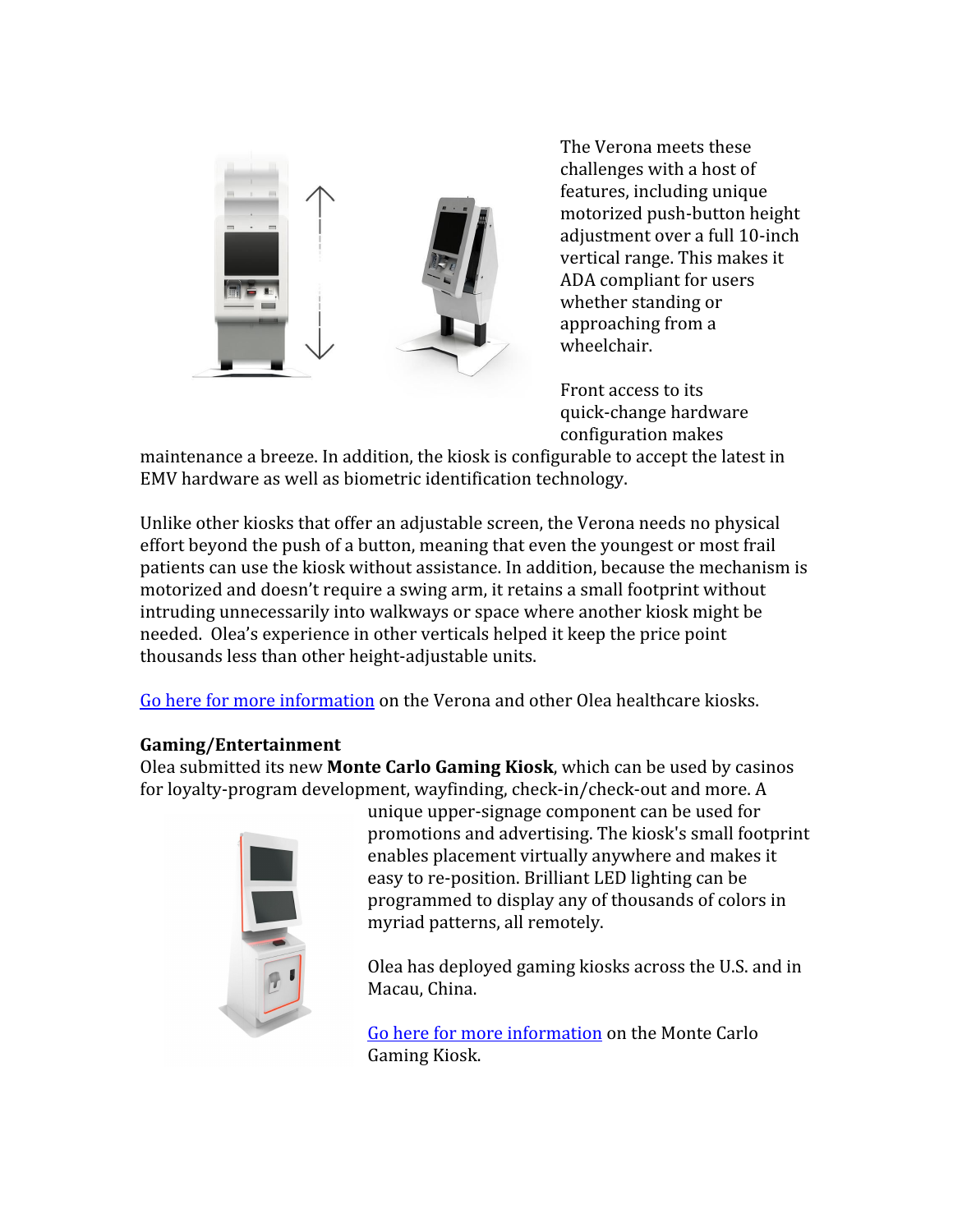The Verona meets these challenges with a host of features, including unique motorized push-button height adjustment over a full 10-inch vertical range. This makes it ADA compliant for users whether standing or approaching from a wheelchair.

Front access to its quick-change hardware configuration makes maintenance a breeze. In addition, the kiosk is configurable to accept the latest in EMV hardware as well as biometric identification technology.

Unlike other kiosks that offer an adjustable screen, the Verona needs no physical effort beyond the push of a button, meaning that even the youngest or most frail patients can use the kiosk without assistance. In addition, because the mechanism is motorized and doesn't require a swing arm, it retains a small footprint without intruding unnecessarily into walkways or space where another kiosk might be needed.  Olea's experience in other verticals helped it keep the price point thousands less than other height-adjustable units.

Go here for more information on the Verona and other Olea healthcare kiosks.

**Gaming/Entertainment**

Olea submitted its new **Monte Carlo Gaming Kiosk**, which can be used by casinos for loyalty-program development, wayfinding, check-in/check-out and more. A unique upper-signage component can be used for promotions and advertising. The kiosk's small footprint enables placement virtually anywhere and makes it easy to re-position. Brilliant LED lighting can be programmed to display any of thousands of colors in myriad patterns, all remotely.

Olea has deployed gaming kiosks across the U.S. and in Macau, China.

Go here for more information on the Monte Carlo Gaming Kiosk.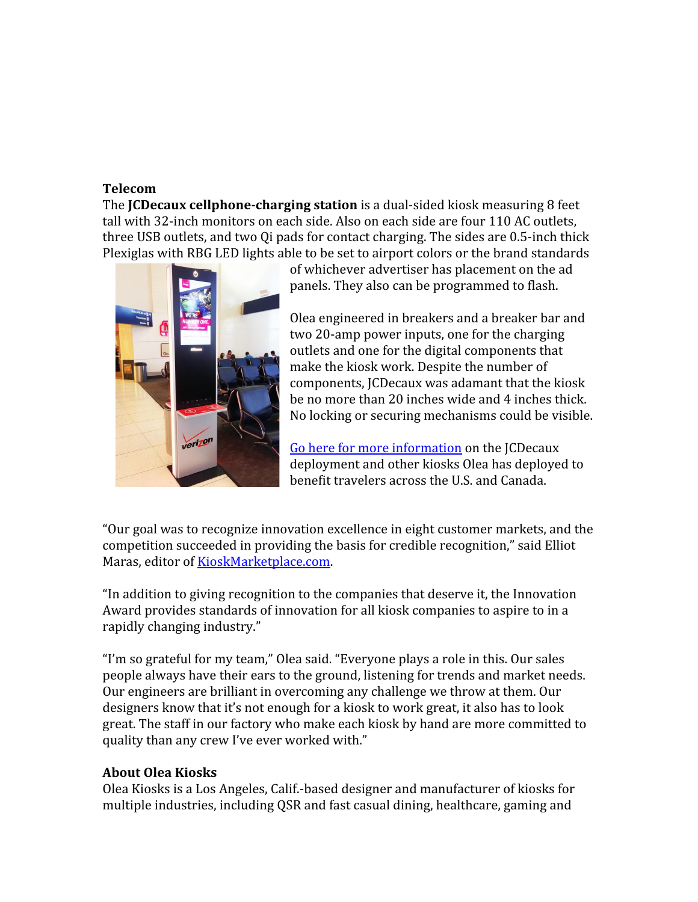**Telecom**

The **JCDecaux cellphone-charging station** is a dual-sided kiosk measuring 8 feet tall with 32-inch monitors on each side. Also on each side are four 110 AC outlets, three USB outlets, and two Qi pads for contact charging. The sides are 0.5-inch thick Plexiglas with RBG LED lights able to be set to airport colors or the brand standards of whichever advertiser has placement on the ad panels. They also can be programmed to flash.

Olea engineered in breakers and a breaker bar and two 20-amp power inputs, one for the charging outlets and one for the digital components that make the kiosk work. Despite the number of components, JCDecaux was adamant that the kiosk be no more than 20 inches wide and 4 inches thick. No locking or securing mechanisms could be visible.

Go here for more information on the JCDecaux deployment and other kiosks Olea has deployed to benefit travelers across the U.S. and Canada.

"Our goal was to recognize innovation excellence in eight customer markets, and the competition succeeded in providing the basis for credible recognition," said Elliot Maras, editor of KioskMarketplace.com.

"In addition to giving recognition to the companies that deserve it, the Innovation Award provides standards of innovation for all kiosk companies to aspire to in a rapidly changing industry."

"I'm so grateful for my team," Olea said. "Everyone plays a role in this. Our sales people always have their ears to the ground, listening for trends and market needs. Our engineers are brilliant in overcoming any challenge we throw at them. Our designers know that it's not enough for a kiosk to work great, it also has to look great. The staff in our factory who make each kiosk by hand are more committed to quality than any crew I've ever worked with."

**About Olea Kiosks**

Olea Kiosks is a Los Angeles, Calif.-based designer and manufacturer of kiosks for multiple industries, including QSR and fast casual dining, healthcare, gaming and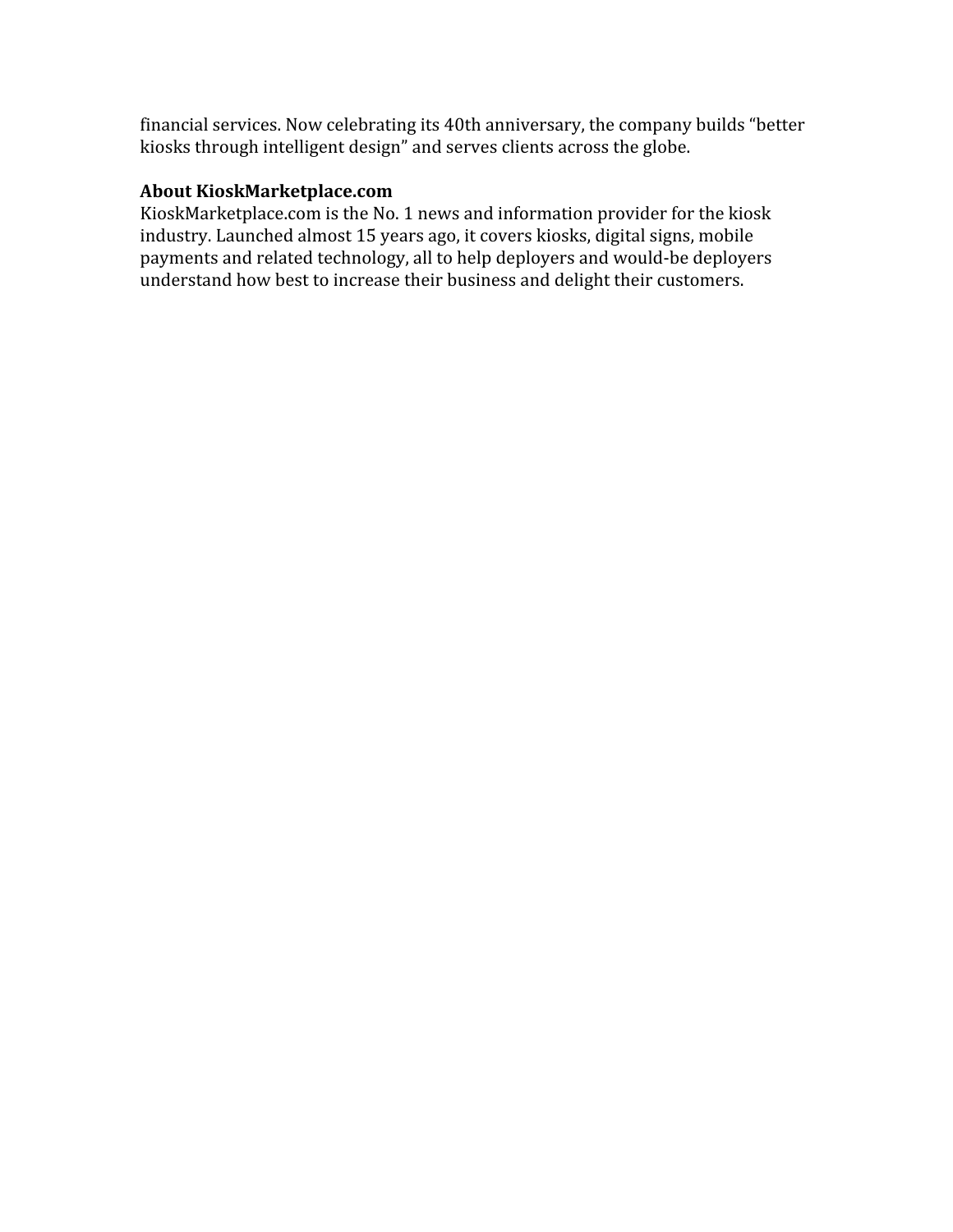financial services. Now celebrating its 40th anniversary, the company builds “better kiosks through intelligent design” and serves clients across the globe.

**About KioskMarketplace.com**

KioskMarketplace.com is the No. 1 news and information provider for the kiosk industry. Launched almost 15 years ago, it covers kiosks, digital signs, mobile payments and related technology, all to help deployers and would-be deployers understand how best to increase their business and delight their customers.